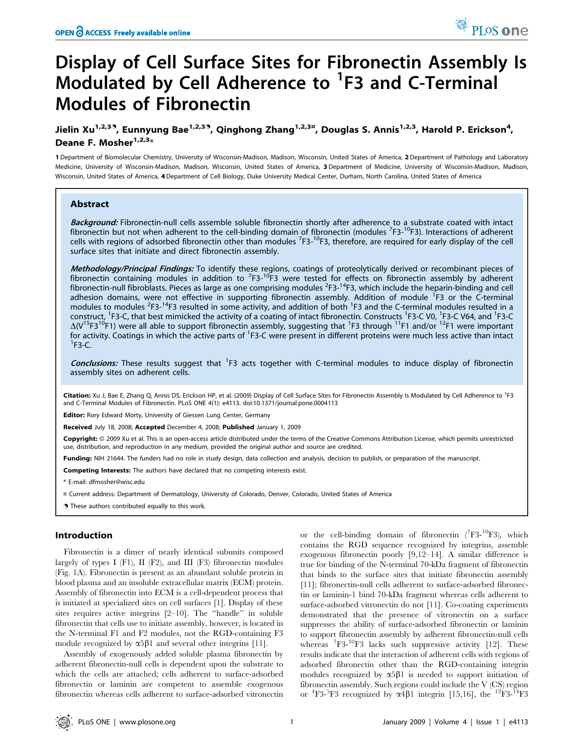# Display of Cell Surface Sites for Fibronectin Assembly Is Modulated by Cell Adherence to $^{1}$F3 and C-Terminal Modules of Fibronectin

**Jielin Xu[1,2,3], Eunnyung Bae[1,2,3], Qinghong Zhang[1,2,3¤], Douglas S. Annis[1,2,3], Harold P. Erickson[4], Deane F. Mosher[1,2,3]***

1 Department of Biomolecular Chemistry, University of Wisconsin-Madison, Madison, Wisconsin, United States of America, 2 Department of Pathology and Laboratory Medicine, University of Wisconsin-Madison, Madison, Wisconsin, United States of America, 3 Department of Medicine, University of Wisconsin-Madison, Madison, Wisconsin, United States of America, 4 Department of Cell Biology, Duke University Medical Center, Durham, North Carolina, United States of America

## Abstract

***Background:*** Fibronectin-null cells assemble soluble fibronectin shortly after adherence to a substrate coated with intact fibronectin but not when adherent to the cell-binding domain of fibronectin (modules $^{7}$F3-$^{10}$F3). Interactions of adherent cells with regions of adsorbed fibronectin other than modules $^{7}$F3-$^{10}$F3, therefore, are required for early display of the cell surface sites that initiate and direct fibronectin assembly.

***Methodology/Principal Findings:*** To identify these regions, coatings of proteolytically derived or recombinant pieces of fibronectin containing modules in addition to $^{7}$F3-$^{10}$F3 were tested for effects on fibronectin assembly by adherent fibronectin-null fibroblasts. Pieces as large as one comprising modules $^{2}$F3-$^{14}$F3, which include the heparin-binding and cell adhesion domains, were not effective in supporting fibronectin assembly. Addition of module $^{1}$F3 or the C-terminal modules to modules $^{2}$F3-$^{14}$F3 resulted in some activity, and addition of both $^{1}$F3 and the C-terminal modules resulted in a construct, $^{1}$F3-C, that best mimicked the activity of a coating of intact fibronectin. Constructs $^{1}$F3-C V0, $^{1}$F3-C V64, and $^{1}$F3-C $\Delta$(V$^{15}$F3$^{10}$F1) were all able to support fibronectin assembly, suggesting that $^{1}$F3 through $^{11}$F1 and/or $^{12}$F1 were important for activity. Coatings in which the active parts of $^{1}$F3-C were present in different proteins were much less active than intact $^{1}$F3-C.

***Conclusions:*** These results suggest that $^{1}$F3 acts together with C-terminal modules to induce display of fibronectin assembly sites on adherent cells.

**Citation:** Xu J, Bae E, Zhang Q, Annis DS, Erickson HP, et al. (2009) Display of Cell Surface Sites for Fibronectin Assembly Is Modulated by Cell Adherence to $^{1}$F3 and C-Terminal Modules of Fibronectin. PLoS ONE 4(1): e4113. doi:10.1371/journal.pone.0004113

**Editor:** Rory Edward Morty, University of Giessen Lung Center, Germany

**Received** July 18, 2008; **Accepted** December 4, 2008; **Published** January 1, 2009

**Copyright:** © 2009 Xu et al. This is an open-access article distributed under the terms of the Creative Commons Attribution License, which permits unrestricted use, distribution, and reproduction in any medium, provided the original author and source are credited.

**Funding:** NIH 21644. The funders had no role in study design, data collection and analysis, decision to publish, or preparation of the manuscript.

**Competing Interests:** The authors have declared that no competing interests exist.

\* E-mail: dfmosher@wisc.edu

¤ Current address: Department of Dermatology, University of Colorado, Denver, Colorado, United States of America

These authors contributed equally to this work.

## Introduction

Fibronectin is a dimer of nearly identical subunits composed largely of types I (F1), II (F2), and III (F3) fibronectin modules (Fig. 1A). Fibronectin is present as an abundant soluble protein in blood plasma and an insoluble extracellular matrix (ECM) protein. Assembly of fibronectin into ECM is a cell-dependent process that is initiated at specialized sites on cell surfaces [1]. Display of these sites requires active integrins [2–10]. The "handle" in soluble fibronectin that cells use to initiate assembly, however, is located in the N-terminal F1 and F2 modules, not the RGD-containing F3 module recognized by $\alpha5\beta1$ and several other integrins [11].

Assembly of exogenously added soluble plasma fibronectin by adherent fibronectin-null cells is dependent upon the substrate to which the cells are attached; cells adherent to surface-adsorbed fibronectin or laminin are competent to assemble exogenous fibronectin whereas cells adherent to surface-adsorbed vitronectin or the cell-binding domain of fibronectin ($^{7}$F3-$^{10}$F3), which contains the RGD sequence recognized by integrins, assemble exogenous fibronectin poorly [9,12–14]. A similar difference is true for binding of the N-terminal 70-kDa fragment of fibronectin that binds to the surface sites that initiate fibronectin assembly [11]; fibronectin-null cells adherent to surface-adsorbed fibronectin or laminin-1 bind 70-kDa fragment whereas cells adherent to surface-adsorbed vitronectin do not [11]. Co-coating experiments demonstrated that the presence of vitronectin on a surface suppresses the ability of surface-adsorbed fibronectin or laminin to support fibronectin assembly by adherent fibronectin-null cells whereas $^{7}$F3-$^{10}$F3 lacks such suppressive activity [12]. These results indicate that the interaction of adherent cells with regions of adsorbed fibronectin other than the RGD-containing integrin modules recognized by $\alpha5\beta1$ is needed to support initiation of fibronectin assembly. Such regions could include the V (CS) region or $^{4}$F3-$^{5}$F3 recognized by $\alpha4\beta1$ integrin [15,16], the $^{12}$F3-$^{14}$F3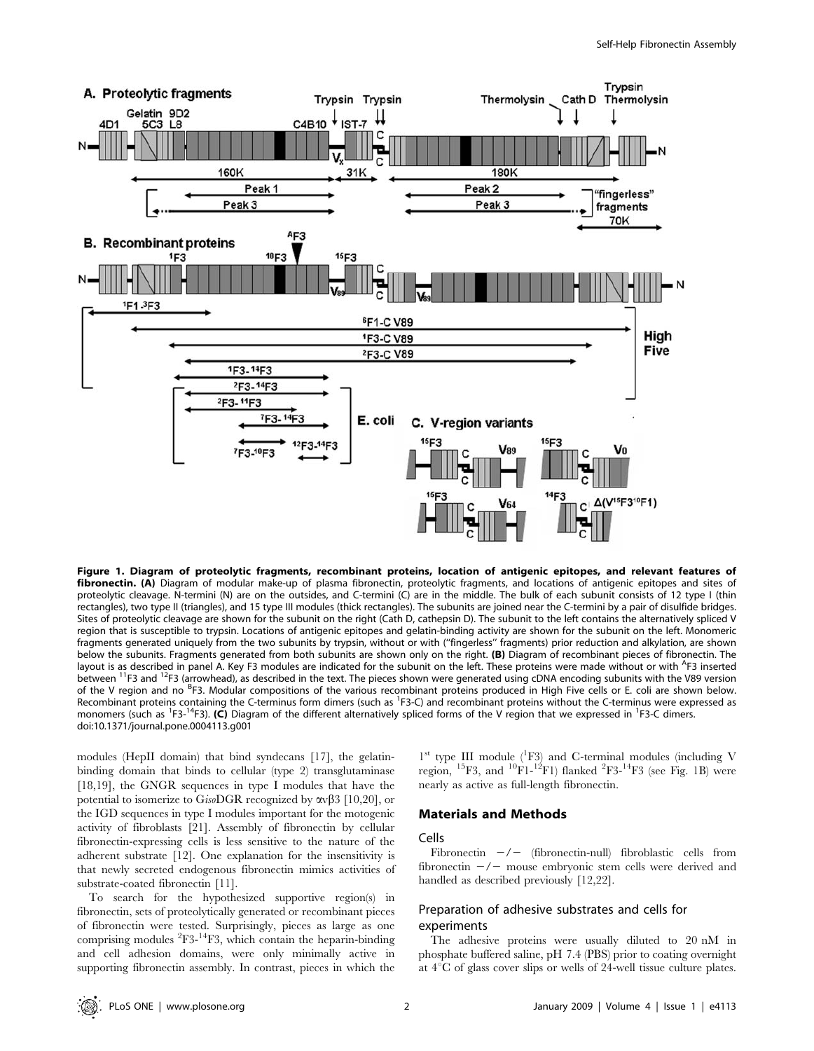**Figure 1. Diagram of proteolytic fragments, recombinant proteins, location of antigenic epitopes, and relevant features of fibronectin. (A)** Diagram of modular make-up of plasma fibronectin, proteolytic fragments, and locations of antigenic epitopes and sites of proteolytic cleavage. N-termini (N) are on the outsides, and C-termini (C) are in the middle. The bulk of each subunit consists of 12 type I (thin rectangles), two type II (triangles), and 15 type III modules (thick rectangles). The subunits are joined near the C-termini by a pair of disulfide bridges. Sites of proteolytic cleavage are shown for the subunit on the right (Cath D, cathepsin D). The subunit to the left contains the alternatively spliced V region that is susceptible to trypsin. Locations of antigenic epitopes and gelatin-binding activity are shown for the subunit on the left. Monomeric fragments generated uniquely from the two subunits by trypsin, without or with ("fingerless" fragments) prior reduction and alkylation, are shown below the subunits. Fragments generated from both subunits are shown only on the right. **(B)** Diagram of recombinant pieces of fibronectin. The layout is as described in panel A. Key F3 modules are indicated for the subunit on the left. These proteins were made without or with $^{A}$F3 inserted between $^{11}$F3 and $^{12}$F3 (arrowhead), as described in the text. The pieces shown were generated using cDNA encoding subunits with the V89 version of the V region and no $^{B}$F3. Modular compositions of the various recombinant proteins produced in High Five cells or E. coli are shown below. Recombinant proteins containing the C-terminus form dimers (such as $^{1}$F3-C) and recombinant proteins without the C-terminus were expressed as monomers (such as $^{1}$F3-$^{14}$F3). **(C)** Diagram of the different alternatively spliced forms of the V region that we expressed in $^{1}$F3-C dimers.
doi:10.1371/journal.pone.0004113.g001

modules (HepII domain) that bind syndecans [17], the gelatin-binding domain that binds to cellular (type 2) transglutaminase [18,19], the GNGR sequences in type I modules that have the potential to isomerize to G*iso*DGR recognized by $\alpha v\beta 3$ [10,20], or the IGD sequences in type I modules important for the motogenic activity of fibroblasts [21]. Assembly of fibronectin by cellular fibronectin-expressing cells is less sensitive to the nature of the adherent substrate [12]. One explanation for the insensitivity is that newly secreted endogenous fibronectin mimics activities of substrate-coated fibronectin [11].

To search for the hypothesized supportive region(s) in fibronectin, sets of proteolytically generated or recombinant pieces of fibronectin were tested. Surprisingly, pieces as large as one comprising modules $^{2}$F3-$^{14}$F3, which contain the heparin-binding and cell adhesion domains, were only minimally active in supporting fibronectin assembly. In contrast, pieces in which the 1$^{st}$ type III module ($^{1}$F3) and C-terminal modules (including V region, $^{15}$F3, and $^{10}$F1-$^{12}$F1) flanked $^{2}$F3-$^{14}$F3 (see Fig. 1B) were nearly as active as full-length fibronectin.

## Materials and Methods

### Cells

Fibronectin −/− (fibronectin-null) fibroblastic cells from fibronectin −/− mouse embryonic stem cells were derived and handled as described previously [12,22].

### Preparation of adhesive substrates and cells for experiments

The adhesive proteins were usually diluted to 20 nM in phosphate buffered saline, pH 7.4 (PBS) prior to coating overnight at 4°C of glass cover slips or wells of 24-well tissue culture plates.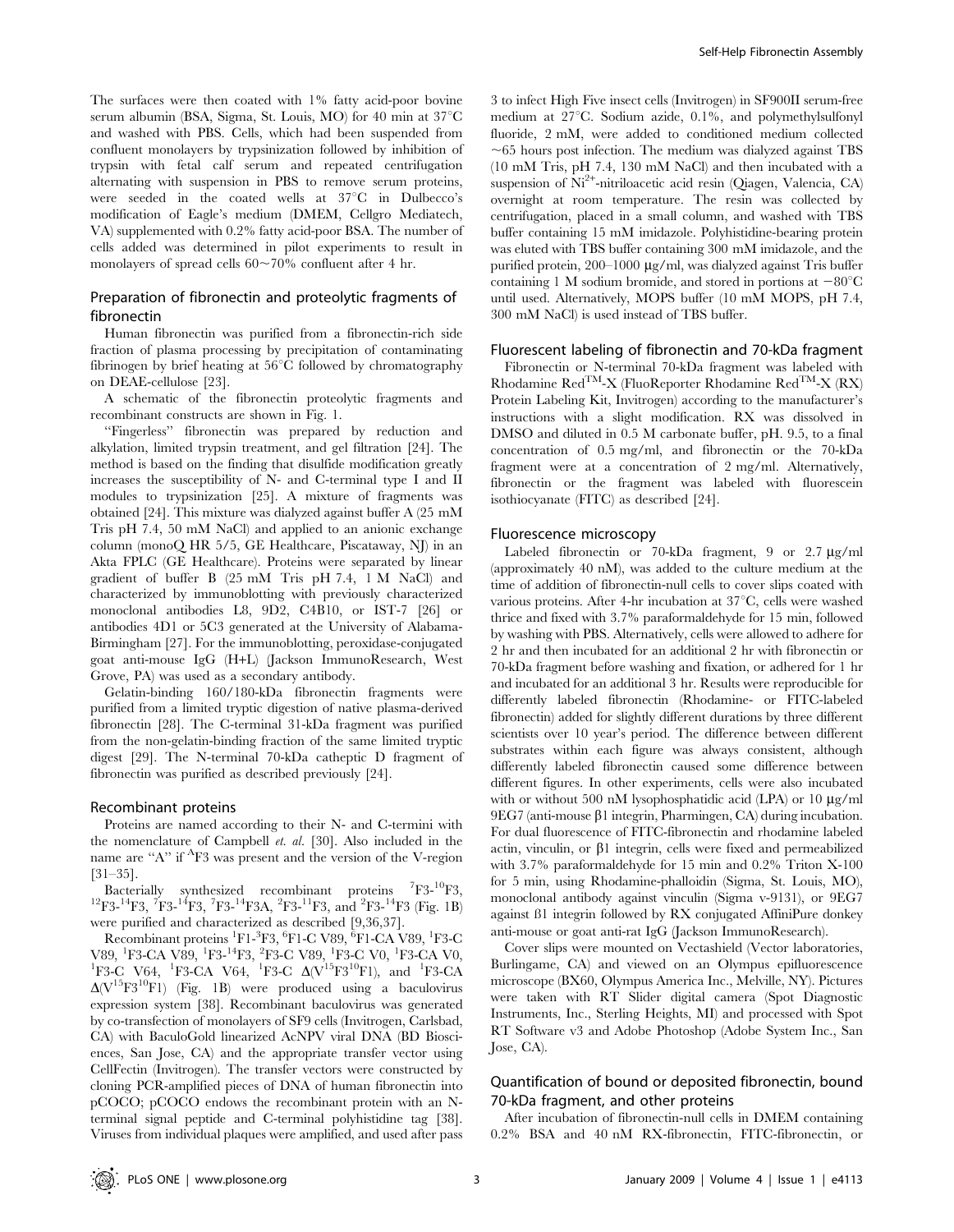The surfaces were then coated with 1% fatty acid-poor bovine serum albumin (BSA, Sigma, St. Louis, MO) for 40 min at 37°C and washed with PBS. Cells, which had been suspended from confluent monolayers by trypsinization followed by inhibition of trypsin with fetal calf serum and repeated centrifugation alternating with suspension in PBS to remove serum proteins, were seeded in the coated wells at 37°C in Dulbecco's modification of Eagle's medium (DMEM, Cellgro Mediatech, VA) supplemented with 0.2% fatty acid-poor BSA. The number of cells added was determined in pilot experiments to result in monolayers of spread cells 60~70% confluent after 4 hr.

## Preparation of fibronectin and proteolytic fragments of fibronectin

Human fibronectin was purified from a fibronectin-rich side fraction of plasma processing by precipitation of contaminating fibrinogen by brief heating at 56°C followed by chromatography on DEAE-cellulose [23].

A schematic of the fibronectin proteolytic fragments and recombinant constructs are shown in Fig. 1.

"Fingerless" fibronectin was prepared by reduction and alkylation, limited trypsin treatment, and gel filtration [24]. The method is based on the finding that disulfide modification greatly increases the susceptibility of N- and C-terminal type I and II modules to trypsinization [25]. A mixture of fragments was obtained [24]. This mixture was dialyzed against buffer A (25 mM Tris pH 7.4, 50 mM NaCl) and applied to an anionic exchange column (monoQ HR 5/5, GE Healthcare, Piscataway, NJ) in an Akta FPLC (GE Healthcare). Proteins were separated by linear gradient of buffer B (25 mM Tris pH 7.4, 1 M NaCl) and characterized by immunoblotting with previously characterized monoclonal antibodies L8, 9D2, C4B10, or IST-7 [26] or antibodies 4D1 or 5C3 generated at the University of Alabama-Birmingham [27]. For the immunoblotting, peroxidase-conjugated goat anti-mouse IgG (H+L) (Jackson ImmunoResearch, West Grove, PA) was used as a secondary antibody.

Gelatin-binding 160/180-kDa fibronectin fragments were purified from a limited tryptic digestion of native plasma-derived fibronectin [28]. The C-terminal 31-kDa fragment was purified from the non-gelatin-binding fraction of the same limited tryptic digest [29]. The N-terminal 70-kDa catheptic D fragment of fibronectin was purified as described previously [24].

## Recombinant proteins

Proteins are named according to their N- and C-termini with the nomenclature of Campbell *et. al.* [30]. Also included in the name are "A" if $^{A}$F3 was present and the version of the V-region [31–35].

Bacterially synthesized recombinant proteins $^{7}$F3-$^{10}$F3, $^{12}$F3-$^{14}$F3, $^{7}$F3-$^{14}$F3, $^{7}$F3-$^{14}$F3A, $^{2}$F3-$^{11}$F3, and $^{2}$F3-$^{14}$F3 (Fig. 1B) were purified and characterized as described [9,36,37].

Recombinant proteins $^{1}$F1-$^{3}$F3, $^{6}$F1-C V89, $^{6}$F1-CA V89, $^{1}$F3-C V89, $^{1}$F3-CA V89, $^{1}$F3-$^{14}$F3, $^{2}$F3-C V89, $^{1}$F3-C V0, $^{1}$F3-CA V0, $^{1}$F3-C V64, $^{1}$F3-CA V64, $^{1}$F3-C $\Delta$(V$^{15}$F3$^{10}$F1), and $^{1}$F3-CA $\Delta$(V$^{15}$F3$^{10}$F1) (Fig. 1B) were produced using a baculovirus expression system [38]. Recombinant baculovirus was generated by co-transfection of monolayers of SF9 cells (Invitrogen, Carlsbad, CA) with BaculoGold linearized AcNPV viral DNA (BD Biosciences, San Jose, CA) and the appropriate transfer vector using CellFectin (Invitrogen). The transfer vectors were constructed by cloning PCR-amplified pieces of DNA of human fibronectin into pCOCO; pCOCO endows the recombinant protein with an N-terminal signal peptide and C-terminal polyhistidine tag [38]. Viruses from individual plaques were amplified, and used after pass 3 to infect High Five insect cells (Invitrogen) in SF900II serum-free medium at 27°C. Sodium azide, 0.1%, and polymethylsulfonyl fluoride, 2 mM, were added to conditioned medium collected ~65 hours post infection. The medium was dialyzed against TBS (10 mM Tris, pH 7.4, 130 mM NaCl) and then incubated with a suspension of $Ni^{2+}$-nitriloacetic acid resin (Qiagen, Valencia, CA) overnight at room temperature. The resin was collected by centrifugation, placed in a small column, and washed with TBS buffer containing 15 mM imidazole. Polyhistidine-bearing protein was eluted with TBS buffer containing 300 mM imidazole, and the purified protein, 200–1000 µg/ml, was dialyzed against Tris buffer containing 1 M sodium bromide, and stored in portions at −80°C until used. Alternatively, MOPS buffer (10 mM MOPS, pH 7.4, 300 mM NaCl) is used instead of TBS buffer.

## Fluorescent labeling of fibronectin and 70-kDa fragment

Fibronectin or N-terminal 70-kDa fragment was labeled with Rhodamine Red™-X (FluoReporter Rhodamine Red™-X (RX) Protein Labeling Kit, Invitrogen) according to the manufacturer's instructions with a slight modification. RX was dissolved in DMSO and diluted in 0.5 M carbonate buffer, pH. 9.5, to a final concentration of 0.5 mg/ml, and fibronectin or the 70-kDa fragment were at a concentration of 2 mg/ml. Alternatively, fibronectin or the fragment was labeled with fluorescein isothiocyanate (FITC) as described [24].

## Fluorescence microscopy

Labeled fibronectin or 70-kDa fragment, 9 or 2.7 µg/ml (approximately 40 nM), was added to the culture medium at the time of addition of fibronectin-null cells to cover slips coated with various proteins. After 4-hr incubation at 37°C, cells were washed thrice and fixed with 3.7% paraformaldehyde for 15 min, followed by washing with PBS. Alternatively, cells were allowed to adhere for 2 hr and then incubated for an additional 2 hr with fibronectin or 70-kDa fragment before washing and fixation, or adhered for 1 hr and incubated for an additional 3 hr. Results were reproducible for differently labeled fibronectin (Rhodamine- or FITC-labeled fibronectin) added for slightly different durations by three different scientists over 10 year's period. The difference between different substrates within each figure was always consistent, although differently labeled fibronectin caused some difference between different figures. In other experiments, cells were also incubated with or without 500 nM lysophosphatidic acid (LPA) or 10 µg/ml 9EG7 (anti-mouse β1 integrin, Pharmingen, CA) during incubation. For dual fluorescence of FITC-fibronectin and rhodamine labeled actin, vinculin, or β1 integrin, cells were fixed and permeabilized with 3.7% paraformaldehyde for 15 min and 0.2% Triton X-100 for 5 min, using Rhodamine-phalloidin (Sigma, St. Louis, MO), monoclonal antibody against vinculin (Sigma v-9131), or 9EG7 against ß1 integrin followed by RX conjugated AffiniPure donkey anti-mouse or goat anti-rat IgG (Jackson ImmunoResearch).

Cover slips were mounted on Vectashield (Vector laboratories, Burlingame, CA) and viewed on an Olympus epifluorescence microscope (BX60, Olympus America Inc., Melville, NY). Pictures were taken with RT Slider digital camera (Spot Diagnostic Instruments, Inc., Sterling Heights, MI) and processed with Spot RT Software v3 and Adobe Photoshop (Adobe System Inc., San Jose, CA).

## Quantification of bound or deposited fibronectin, bound 70-kDa fragment, and other proteins

After incubation of fibronectin-null cells in DMEM containing 0.2% BSA and 40 nM RX-fibronectin, FITC-fibronectin, or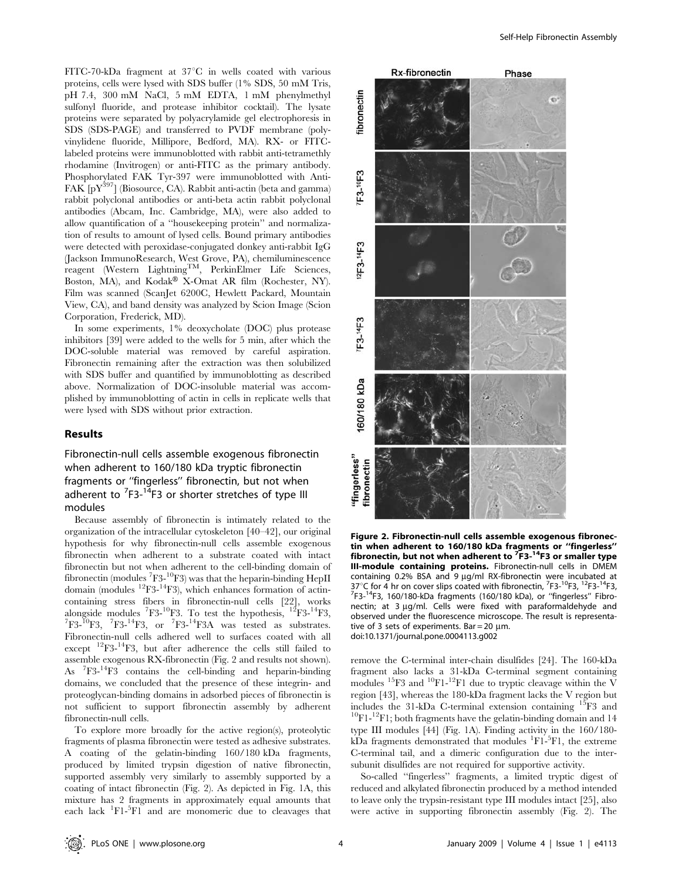FITC-70-kDa fragment at 37°C in wells coated with various proteins, cells were lysed with SDS buffer (1% SDS, 50 mM Tris, pH 7.4, 300 mM NaCl, 5 mM EDTA, 1 mM phenylmethyl sulfonyl fluoride, and protease inhibitor cocktail). The lysate proteins were separated by polyacrylamide gel electrophoresis in SDS (SDS-PAGE) and transferred to PVDF membrane (polyvinylidene fluoride, Millipore, Bedford, MA). RX- or FITC-labeled proteins were immunoblotted with rabbit anti-tetramethyl rhodamine (Invitrogen) or anti-FITC as the primary antibody. Phosphorylated FAK Tyr-397 were immunoblotted with Anti-FAK [pY$^{397}$] (Biosource, CA). Rabbit anti-actin (beta and gamma) rabbit polyclonal antibodies or anti-beta actin rabbit polyclonal antibodies (Abcam, Inc. Cambridge, MA), were also added to allow quantification of a "housekeeping protein" and normalization of results to amount of lysed cells. Bound primary antibodies were detected with peroxidase-conjugated donkey anti-rabbit IgG (Jackson ImmunoResearch, West Grove, PA), chemiluminescence reagent (Western Lightning™, PerkinElmer Life Sciences, Boston, MA), and Kodak® X-Omat AR film (Rochester, NY). Film was scanned (ScanJet 6200C, Hewlett Packard, Mountain View, CA), and band density was analyzed by Scion Image (Scion Corporation, Frederick, MD).

In some experiments, 1% deoxycholate (DOC) plus protease inhibitors [39] were added to the wells for 5 min, after which the DOC-soluble material was removed by careful aspiration. Fibronectin remaining after the extraction was then solubilized with SDS buffer and quantified by immunoblotting as described above. Normalization of DOC-insoluble material was accomplished by immunoblotting of actin in cells in replicate wells that were lysed with SDS without prior extraction.

## Results

### Fibronectin-null cells assemble exogenous fibronectin when adherent to 160/180 kDa tryptic fibronectin fragments or "fingerless" fibronectin, but not when adherent to $^{7}$F3-$^{14}$F3 or shorter stretches of type III modules

Because assembly of fibronectin is intimately related to the organization of the intracellular cytoskeleton [40–42], our original hypothesis for why fibronectin-null cells assemble exogenous fibronectin when adherent to a substrate coated with intact fibronectin but not when adherent to the cell-binding domain of fibronectin (modules $^{7}$F3-$^{10}$F3) was that the heparin-binding HepII domain (modules $^{12}$F3-$^{14}$F3), which enhances formation of actin-containing stress fibers in fibronectin-null cells [22], works alongside modules $^{7}$F3-$^{10}$F3. To test the hypothesis, $^{12}$F3-$^{14}$F3, $^{7}$F3-$^{10}$F3, $^{7}$F3-$^{14}$F3, or $^{7}$F3-$^{14}$F3A was tested as substrates. Fibronectin-null cells adhered well to surfaces coated with all except $^{12}$F3-$^{14}$F3, but after adherence the cells still failed to assemble exogenous RX-fibronectin (Fig. 2 and results not shown). As $^{7}$F3-$^{14}$F3 contains the cell-binding and heparin-binding domains, we concluded that the presence of these integrin- and proteoglycan-binding domains in adsorbed pieces of fibronectin is not sufficient to support fibronectin assembly by adherent fibronectin-null cells.

To explore more broadly for the active region(s), proteolytic fragments of plasma fibronectin were tested as adhesive substrates. A coating of the gelatin-binding 160/180 kDa fragments, produced by limited trypsin digestion of native fibronectin, supported assembly very similarly to assembly supported by a coating of intact fibronectin (Fig. 2). As depicted in Fig. 1A, this mixture has 2 fragments in approximately equal amounts that each lack $^{1}$F1-$^{5}$F1 and are monomeric due to cleavages that

**Figure 2. Fibronectin-null cells assemble exogenous fibronectin when adherent to 160/180 kDa fragments or "fingerless" fibronectin, but not when adherent to $^{7}$F3-$^{14}$F3 or smaller type III-module containing proteins.** Fibronectin-null cells in DMEM containing 0.2% BSA and 9 µg/ml RX-fibronectin were incubated at 37°C for 4 hr on cover slips coated with fibronectin, $^{7}$F3-$^{10}$F3, $^{12}$F3-$^{14}$F3, $^{7}$F3-$^{14}$F3, 160/180-kDa fragments (160/180 kDa), or "fingerless" Fibronectin; at 3 µg/ml. Cells were fixed with paraformaldehyde and observed under the fluorescence microscope. The result is representative of 3 sets of experiments. Bar = 20 µm.
doi:10.1371/journal.pone.0004113.g002

remove the C-terminal inter-chain disulfides [24]. The 160-kDa fragment also lacks a 31-kDa C-terminal segment containing modules $^{15}$F3 and $^{10}$F1-$^{12}$F1 due to tryptic cleavage within the V region [43], whereas the 180-kDa fragment lacks the V region but includes the 31-kDa C-terminal extension containing $^{15}$F3 and $^{10}$F1-$^{12}$F1; both fragments have the gelatin-binding domain and 14 type III modules [44] (Fig. 1A). Finding activity in the 160/180-kDa fragments demonstrated that modules $^{1}$F1-$^{5}$F1, the extreme C-terminal tail, and a dimeric configuration due to the inter-subunit disulfides are not required for supportive activity.

So-called "fingerless" fragments, a limited tryptic digest of reduced and alkylated fibronectin produced by a method intended to leave only the trypsin-resistant type III modules intact [25], also were active in supporting fibronectin assembly (Fig. 2). The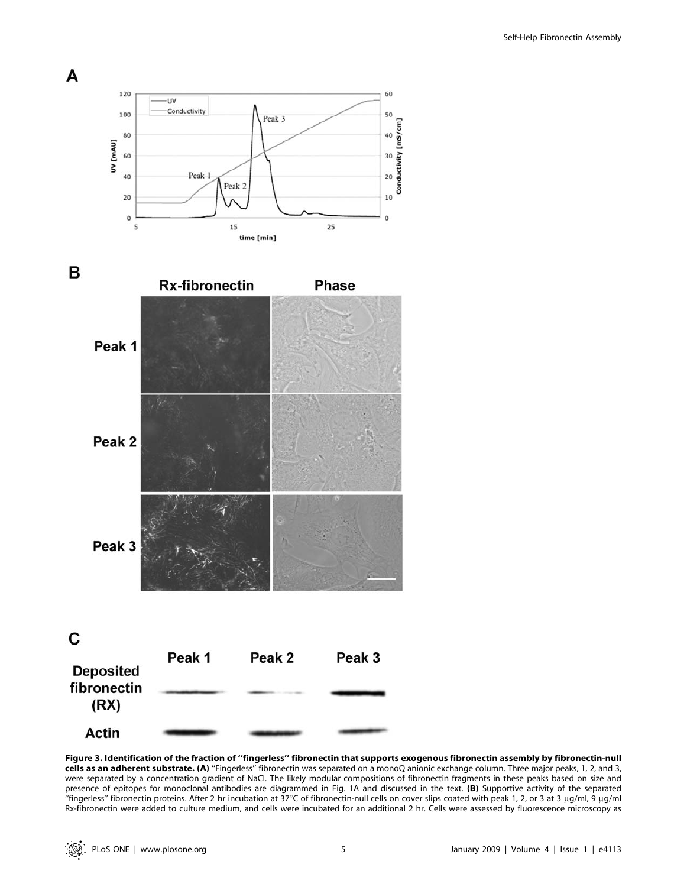**Figure 3. Identification of the fraction of ''fingerless'' fibronectin that supports exogenous fibronectin assembly by fibronectin-null cells as an adherent substrate. (A)** ''Fingerless'' fibronectin was separated on a monoQ anionic exchange column. Three major peaks, 1, 2, and 3, were separated by a concentration gradient of NaCl. The likely modular compositions of fibronectin fragments in these peaks based on size and presence of epitopes for monoclonal antibodies are diagrammed in Fig. 1A and discussed in the text. **(B)** Supportive activity of the separated ''fingerless'' fibronectin proteins. After 2 hr incubation at 37°C of fibronectin-null cells on cover slips coated with peak 1, 2, or 3 at 3 µg/ml, 9 µg/ml Rx-fibronectin were added to culture medium, and cells were incubated for an additional 2 hr. Cells were assessed by fluorescence microscopy as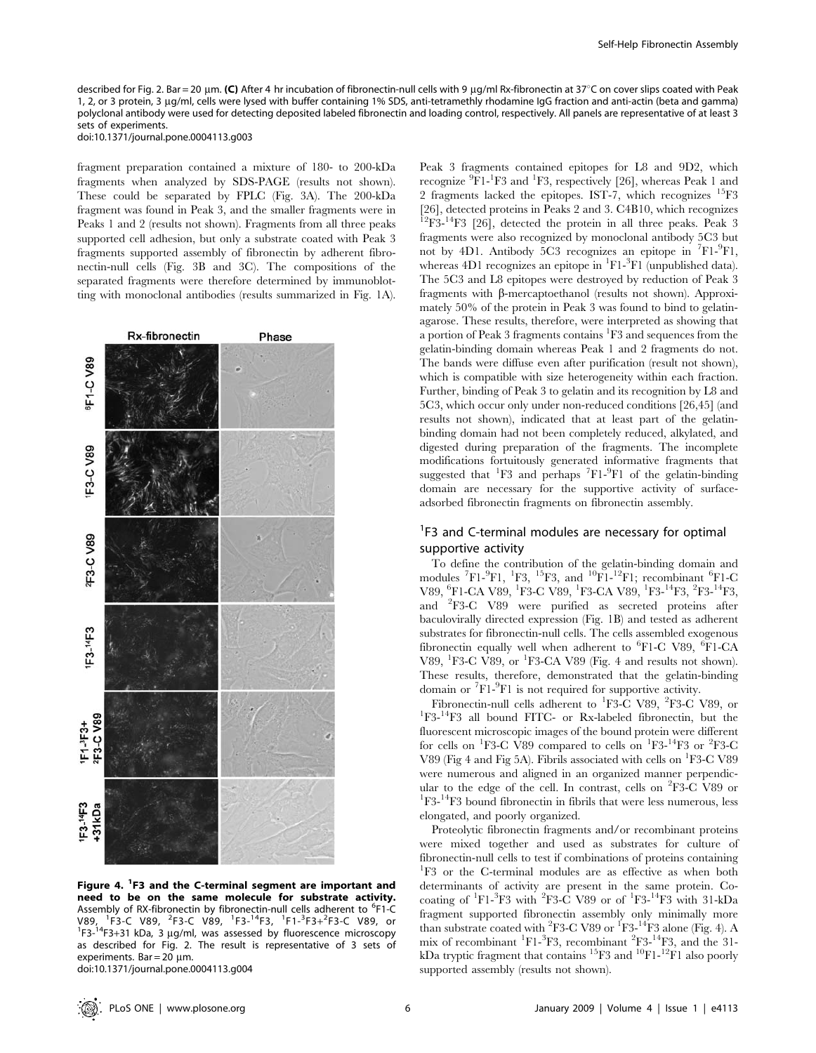described for Fig. 2. Bar = 20 µm. **(C)** After 4 hr incubation of fibronectin-null cells with 9 µg/ml Rx-fibronectin at 37°C on cover slips coated with Peak 1, 2, or 3 protein, 3 µg/ml, cells were lysed with buffer containing 1% SDS, anti-tetramethly rhodamine IgG fraction and anti-actin (beta and gamma) polyclonal antibody were used for detecting deposited labeled fibronectin and loading control, respectively. All panels are representative of at least 3 sets of experiments.
doi:10.1371/journal.pone.0004113.g003

fragment preparation contained a mixture of 180- to 200-kDa fragments when analyzed by SDS-PAGE (results not shown). These could be separated by FPLC (Fig. 3A). The 200-kDa fragment was found in Peak 3, and the smaller fragments were in Peaks 1 and 2 (results not shown). Fragments from all three peaks supported cell adhesion, but only a substrate coated with Peak 3 fragments supported assembly of fibronectin by adherent fibronectin-null cells (Fig. 3B and 3C). The compositions of the separated fragments were therefore determined by immunoblotting with monoclonal antibodies (results summarized in Fig. 1A).

**Figure 4. $^{1}$F3 and the C-terminal segment are important and need to be on the same molecule for substrate activity.** Assembly of RX-fibronectin by fibronectin-null cells adherent to $^{6}$F1-C V89, $^{1}$F3-C V89, $^{2}$F3-C V89, $^{1}$F3-$^{14}$F3, $^{1}$F1-$^{3}$F3+$^{2}$F3-C V89, or $^{1}$F3-$^{14}$F3+31 kDa, 3 µg/ml, was assessed by fluorescence microscopy as described for Fig. 2. The result is representative of 3 sets of experiments. Bar = 20 µm.
doi:10.1371/journal.pone.0004113.g004

Peak 3 fragments contained epitopes for L8 and 9D2, which recognize $^{9}$F1-$^{1}$F3 and $^{1}$F3, respectively [26], whereas Peak 1 and 2 fragments lacked the epitopes. IST-7, which recognizes $^{15}$F3 [26], detected proteins in Peaks 2 and 3. C4B10, which recognizes $^{12}$F3-$^{14}$F3 [26], detected the protein in all three peaks. Peak 3 fragments were also recognized by monoclonal antibody 5C3 but not by 4D1. Antibody 5C3 recognizes an epitope in $^{7}$F1-$^{9}$F1, whereas 4D1 recognizes an epitope in $^{1}$F1-$^{3}$F1 (unpublished data). The 5C3 and L8 epitopes were destroyed by reduction of Peak 3 fragments with β-mercaptoethanol (results not shown). Approximately 50% of the protein in Peak 3 was found to bind to gelatin-agarose. These results, therefore, were interpreted as showing that a portion of Peak 3 fragments contains $^{1}$F3 and sequences from the gelatin-binding domain whereas Peak 1 and 2 fragments do not. The bands were diffuse even after purification (result not shown), which is compatible with size heterogeneity within each fraction. Further, binding of Peak 3 to gelatin and its recognition by L8 and 5C3, which occur only under non-reduced conditions [26,45] (and results not shown), indicated that at least part of the gelatin-binding domain had not been completely reduced, alkylated, and digested during preparation of the fragments. The incomplete modifications fortuitously generated informative fragments that suggested that $^{1}$F3 and perhaps $^{7}$F1-$^{9}$F1 of the gelatin-binding domain are necessary for the supportive activity of surface-adsorbed fibronectin fragments on fibronectin assembly.

## $^{1}$F3 and C-terminal modules are necessary for optimal supportive activity

To define the contribution of the gelatin-binding domain and modules $^{7}$F1-$^{9}$F1, $^{1}$F3, $^{15}$F3, and $^{10}$F1-$^{12}$F1; recombinant $^{6}$F1-C V89, $^{6}$F1-CA V89, $^{1}$F3-C V89, $^{1}$F3-CA V89, $^{1}$F3-$^{14}$F3, $^{2}$F3-$^{14}$F3, and $^{2}$F3-C V89 were purified as secreted proteins after baculovirally directed expression (Fig. 1B) and tested as adherent substrates for fibronectin-null cells. The cells assembled exogenous fibronectin equally well when adherent to $^{6}$F1-C V89, $^{6}$F1-CA V89, $^{1}$F3-C V89, or $^{1}$F3-CA V89 (Fig. 4 and results not shown). These results, therefore, demonstrated that the gelatin-binding domain or $^{7}$F1-$^{9}$F1 is not required for supportive activity.

Fibronectin-null cells adherent to $^{1}$F3-C V89, $^{2}$F3-C V89, or $^{1}$F3-$^{14}$F3 all bound FITC- or Rx-labeled fibronectin, but the fluorescent microscopic images of the bound protein were different for cells on $^{1}$F3-C V89 compared to cells on $^{1}$F3-$^{14}$F3 or $^{2}$F3-C V89 (Fig 4 and Fig 5A). Fibrils associated with cells on $^{1}$F3-C V89 were numerous and aligned in an organized manner perpendicular to the edge of the cell. In contrast, cells on $^{2}$F3-C V89 or $^{1}$F3-$^{14}$F3 bound fibronectin in fibrils that were less numerous, less elongated, and poorly organized.

Proteolytic fibronectin fragments and/or recombinant proteins were mixed together and used as substrates for culture of fibronectin-null cells to test if combinations of proteins containing $^{1}$F3 or the C-terminal modules are as effective as when both determinants of activity are present in the same protein. Co-coating of $^{1}$F1-$^{3}$F3 with $^{2}$F3-C V89 or of $^{1}$F3-$^{14}$F3 with 31-kDa fragment supported fibronectin assembly only minimally more than substrate coated with $^{2}$F3-C V89 or $^{1}$F3-$^{14}$F3 alone (Fig. 4). A mix of recombinant $^{1}$F1-$^{3}$F3, recombinant $^{2}$F3-$^{14}$F3, and the 31-kDa tryptic fragment that contains $^{15}$F3 and $^{10}$F1-$^{12}$F1 also poorly supported assembly (results not shown).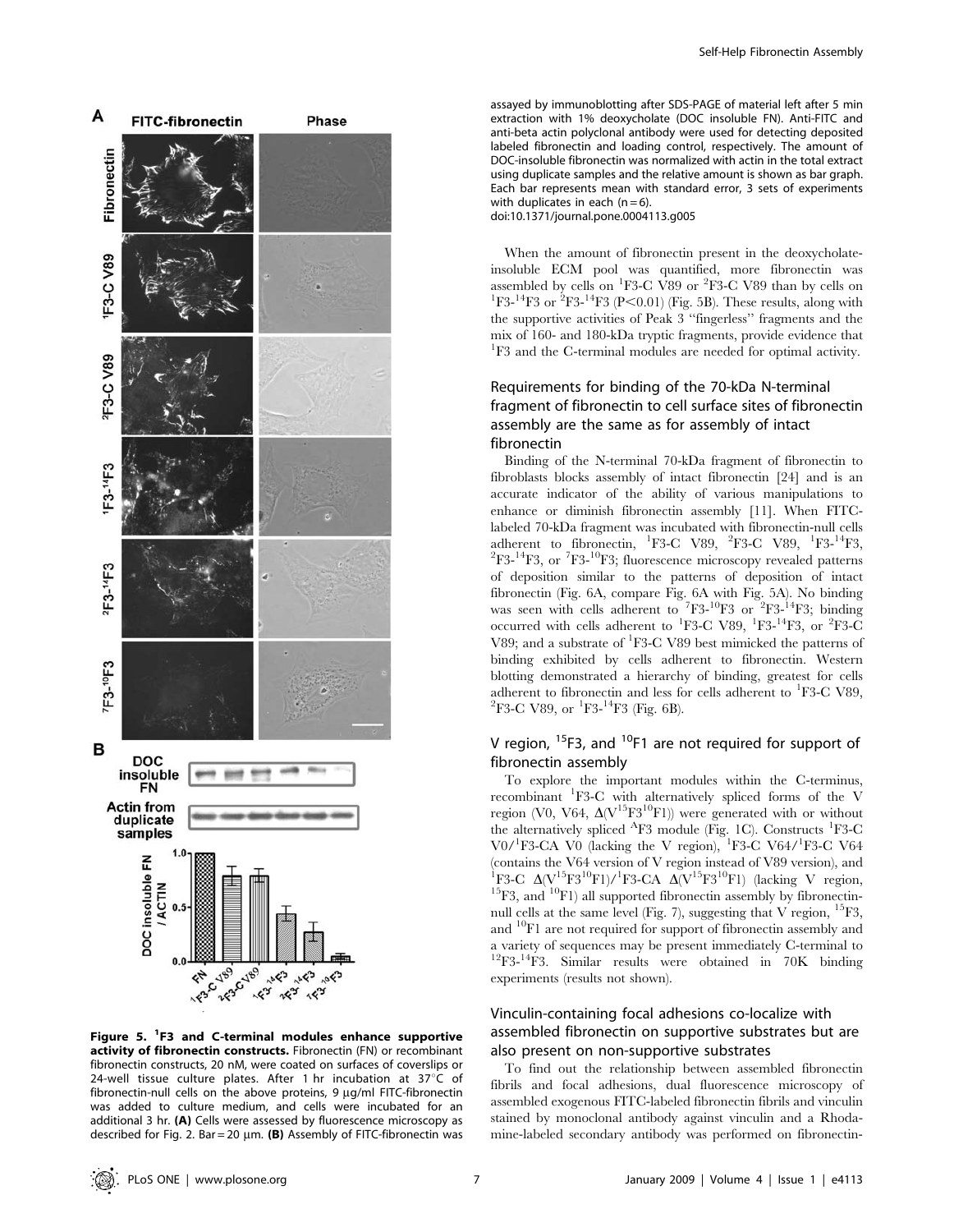Figure 5. $^{1}$F3 and C-terminal modules enhance supportive activity of fibronectin constructs. Fibronectin (FN) or recombinant fibronectin constructs, 20 nM, were coated on surfaces of coverslips or 24-well tissue culture plates. After 1 hr incubation at 37°C of fibronectin-null cells on the above proteins, 9 µg/ml FITC-fibronectin was added to culture medium, and cells were incubated for an additional 3 hr. **(A)** Cells were assessed by fluorescence microscopy as described for Fig. 2. Bar = 20 µm. **(B)** Assembly of FITC-fibronectin was assayed by immunoblotting after SDS-PAGE of material left after 5 min extraction with 1% deoxycholate (DOC insoluble FN). Anti-FITC and anti-beta actin polyclonal antibody were used for detecting deposited labeled fibronectin and loading control, respectively. The amount of DOC-insoluble fibronectin was normalized with actin in the total extract using duplicate samples and the relative amount is shown as bar graph. Each bar represents mean with standard error, 3 sets of experiments with duplicates in each (n = 6).
doi:10.1371/journal.pone.0004113.g005

When the amount of fibronectin present in the deoxycholate-insoluble ECM pool was quantified, more fibronectin was assembled by cells on $^{1}$F3-C V89 or $^{2}$F3-C V89 than by cells on $^{1}$F3-$^{14}$F3 or $^{2}$F3-$^{14}$F3 ($P<0.01$) (Fig. 5B). These results, along with the supportive activities of Peak 3 "fingerless" fragments and the mix of 160- and 180-kDa tryptic fragments, provide evidence that $^{1}$F3 and the C-terminal modules are needed for optimal activity.

### Requirements for binding of the 70-kDa N-terminal fragment of fibronectin to cell surface sites of fibronectin assembly are the same as for assembly of intact fibronectin

Binding of the N-terminal 70-kDa fragment of fibronectin to fibroblasts blocks assembly of intact fibronectin [24] and is an accurate indicator of the ability of various manipulations to enhance or diminish fibronectin assembly [11]. When FITC-labeled 70-kDa fragment was incubated with fibronectin-null cells adherent to fibronectin, $^{1}$F3-C V89, $^{2}$F3-C V89, $^{1}$F3-$^{14}$F3, $^{2}$F3-$^{14}$F3, or $^{7}$F3-$^{10}$F3; fluorescence microscopy revealed patterns of deposition similar to the patterns of deposition of intact fibronectin (Fig. 6A, compare Fig. 6A with Fig. 5A). No binding was seen with cells adherent to $^{7}$F3-$^{10}$F3 or $^{2}$F3-$^{14}$F3; binding occurred with cells adherent to $^{1}$F3-C V89, $^{1}$F3-$^{14}$F3, or $^{2}$F3-C V89; and a substrate of $^{1}$F3-C V89 best mimicked the patterns of binding exhibited by cells adherent to fibronectin. Western blotting demonstrated a hierarchy of binding, greatest for cells adherent to fibronectin and less for cells adherent to $^{1}$F3-C V89, $^{2}$F3-C V89, or $^{1}$F3-$^{14}$F3 (Fig. 6B).

### V region, $^{15}$F3, and $^{10}$F1 are not required for support of fibronectin assembly

To explore the important modules within the C-terminus, recombinant $^{1}$F3-C with alternatively spliced forms of the V region (V0, V64, $\Delta$(V$^{15}$F3$^{10}$F1)) were generated with or without the alternatively spliced $^{A}$F3 module (Fig. 1C). Constructs $^{1}$F3-C V0/$^{1}$F3-CA V0 (lacking the V region), $^{1}$F3-C V64/$^{1}$F3-C V64 (contains the V64 version of V region instead of V89 version), and $^{1}$F3-C $\Delta$(V$^{15}$F3$^{10}$F1)/$^{1}$F3-CA $\Delta$(V$^{15}$F3$^{10}$F1) (lacking V region, $^{15}$F3, and $^{10}$F1) all supported fibronectin assembly by fibronectin-null cells at the same level (Fig. 7), suggesting that V region, $^{15}$F3, and $^{10}$F1 are not required for support of fibronectin assembly and a variety of sequences may be present immediately C-terminal to $^{12}$F3-$^{14}$F3. Similar results were obtained in 70K binding experiments (results not shown).

### Vinculin-containing focal adhesions co-localize with assembled fibronectin on supportive substrates but are also present on non-supportive substrates

To find out the relationship between assembled fibronectin fibrils and focal adhesions, dual fluorescence microscopy of assembled exogenous FITC-labeled fibronectin fibrils and vinculin stained by monoclonal antibody against vinculin and a Rhodamine-labeled secondary antibody was performed on fibronectin-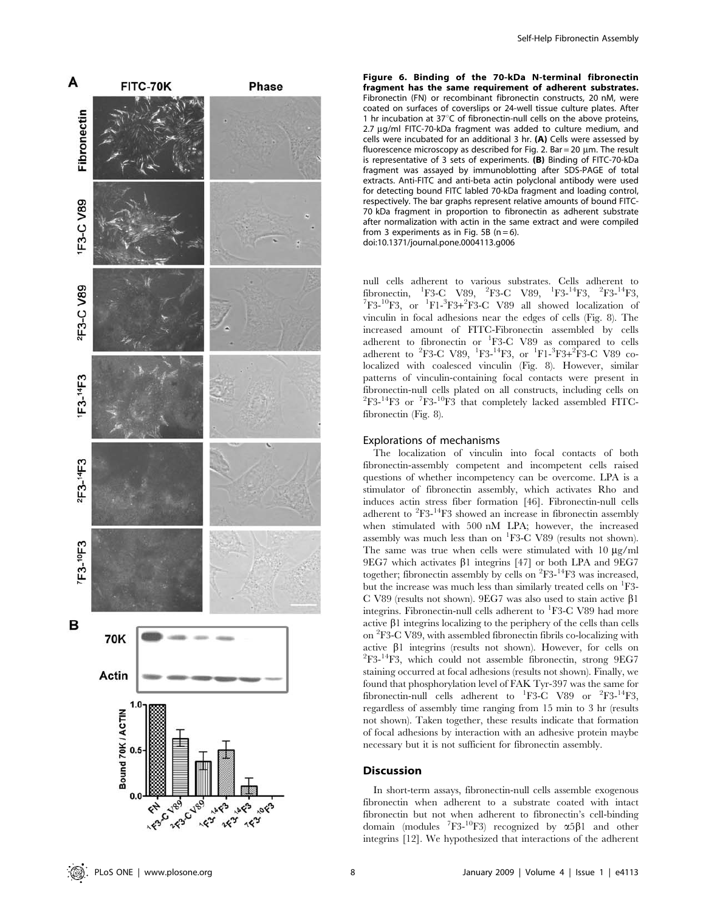**Figure 6. Binding of the 70-kDa N-terminal fibronectin fragment has the same requirement of adherent substrates.** Fibronectin (FN) or recombinant fibronectin constructs, 20 nM, were coated on surfaces of coverslips or 24-well tissue culture plates. After 1 hr incubation at 37°C of fibronectin-null cells on the above proteins, 2.7 µg/ml FITC-70-kDa fragment was added to culture medium, and cells were incubated for an additional 3 hr. **(A)** Cells were assessed by fluorescence microscopy as described for Fig. 2. Bar = 20 µm. The result is representative of 3 sets of experiments. **(B)** Binding of FITC-70-kDa fragment was assayed by immunoblotting after SDS-PAGE of total extracts. Anti-FITC and anti-beta actin polyclonal antibody were used for detecting bound FITC labled 70-kDa fragment and loading control, respectively. The bar graphs represent relative amounts of bound FITC-70 kDa fragment in proportion to fibronectin as adherent substrate after normalization with actin in the same extract and were compiled from 3 experiments as in Fig. 5B (n = 6).
doi:10.1371/journal.pone.0004113.g006

null cells adherent to various substrates. Cells adherent to fibronectin, $^{1}$F3-C V89, $^{2}$F3-C V89, $^{1}$F3-$^{14}$F3, $^{2}$F3-$^{14}$F3, $^{7}$F3-$^{10}$F3, or $^{1}$F1-$^{3}$F3+$^{2}$F3-C V89 all showed localization of vinculin in focal adhesions near the edges of cells (Fig. 8). The increased amount of FITC-Fibronectin assembled by cells adherent to fibronectin or $^{1}$F3-C V89 as compared to cells adherent to $^{2}$F3-C V89, $^{1}$F3-$^{14}$F3, or $^{1}$F1-$^{3}$F3+$^{2}$F3-C V89 co-localized with coalesced vinculin (Fig. 8). However, similar patterns of vinculin-containing focal contacts were present in fibronectin-null cells plated on all constructs, including cells on $^{2}$F3-$^{14}$F3 or $^{7}$F3-$^{10}$F3 that completely lacked assembled FITC-fibronectin (Fig. 8).

### Explorations of mechanisms

The localization of vinculin into focal contacts of both fibronectin-assembly competent and incompetent cells raised questions of whether incompetency can be overcome. LPA is a stimulator of fibronectin assembly, which activates Rho and induces actin stress fiber formation [46]. Fibronectin-null cells adherent to $^{2}$F3-$^{14}$F3 showed an increase in fibronectin assembly when stimulated with 500 nM LPA; however, the increased assembly was much less than on $^{1}$F3-C V89 (results not shown). The same was true when cells were stimulated with 10 µg/ml 9EG7 which activates β1 integrins [47] or both LPA and 9EG7 together; fibronectin assembly by cells on $^{2}$F3-$^{14}$F3 was increased, but the increase was much less than similarly treated cells on $^{1}$F3-C V89 (results not shown). 9EG7 was also used to stain active β1 integrins. Fibronectin-null cells adherent to $^{1}$F3-C V89 had more active β1 integrins localizing to the periphery of the cells than cells on $^{2}$F3-C V89, with assembled fibronectin fibrils co-localizing with active β1 integrins (results not shown). However, for cells on $^{2}$F3-$^{14}$F3, which could not assemble fibronectin, strong 9EG7 staining occurred at focal adhesions (results not shown). Finally, we found that phosphorylation level of FAK Tyr-397 was the same for fibronectin-null cells adherent to $^{1}$F3-C V89 or $^{2}$F3-$^{14}$F3, regardless of assembly time ranging from 15 min to 3 hr (results not shown). Taken together, these results indicate that formation of focal adhesions by interaction with an adhesive protein maybe necessary but it is not sufficient for fibronectin assembly.

## Discussion

In short-term assays, fibronectin-null cells assemble exogenous fibronectin when adherent to a substrate coated with intact fibronectin but not when adherent to fibronectin's cell-binding domain (modules $^{7}$F3-$^{10}$F3) recognized by α5β1 and other integrins [12]. We hypothesized that interactions of the adherent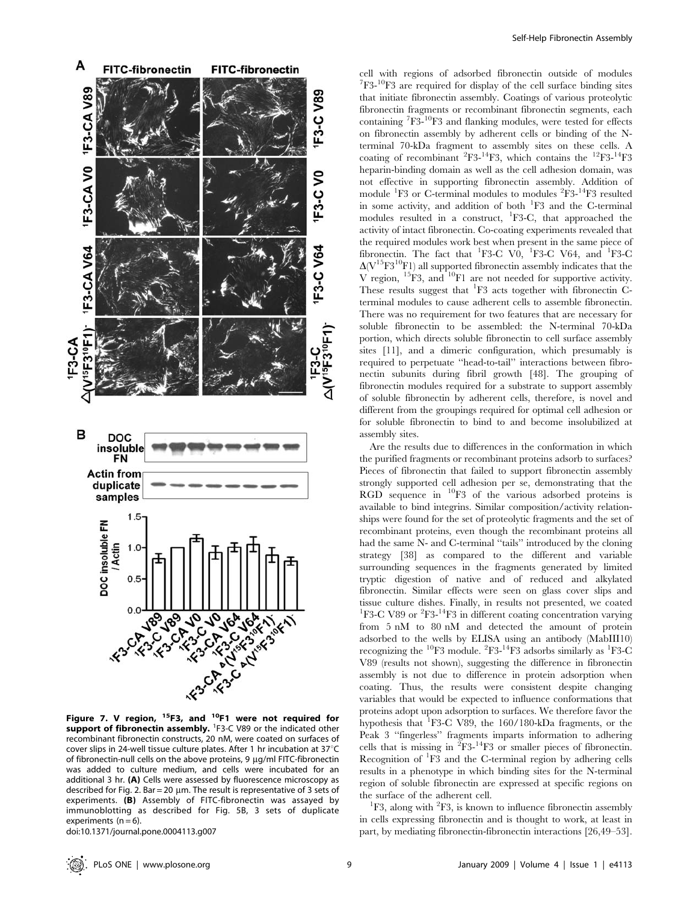Figure 7. V region, $^{15}$F3, and $^{10}$F1 were not required for support of fibronectin assembly. $^{1}$F3-C V89 or the indicated other recombinant fibronectin constructs, 20 nM, were coated on surfaces of cover slips in 24-well tissue culture plates. After 1 hr incubation at 37°C of fibronectin-null cells on the above proteins, 9 µg/ml FITC-fibronectin was added to culture medium, and cells were incubated for an additional 3 hr. (A) Cells were assessed by fluorescence microscopy as described for Fig. 2. Bar = 20 µm. The result is representative of 3 sets of experiments. (B) Assembly of FITC-fibronectin was assayed by immunoblotting as described for Fig. 5B, 3 sets of duplicate experiments (n = 6).

doi:10.1371/journal.pone.0004113.g007

cell with regions of adsorbed fibronectin outside of modules $^{7}$F3-$^{10}$F3 are required for display of the cell surface binding sites that initiate fibronectin assembly. Coatings of various proteolytic fibronectin fragments or recombinant fibronectin segments, each containing $^{7}$F3-$^{10}$F3 and flanking modules, were tested for effects on fibronectin assembly by adherent cells or binding of the N-terminal 70-kDa fragment to assembly sites on these cells. A coating of recombinant $^{2}$F3-$^{14}$F3, which contains the $^{12}$F3-$^{14}$F3 heparin-binding domain as well as the cell adhesion domain, was not effective in supporting fibronectin assembly. Addition of module $^{1}$F3 or C-terminal modules to modules $^{2}$F3-$^{14}$F3 resulted in some activity, and addition of both $^{1}$F3 and the C-terminal modules resulted in a construct, $^{1}$F3-C, that approached the activity of intact fibronectin. Co-coating experiments revealed that the required modules work best when present in the same piece of fibronectin. The fact that $^{1}$F3-C V0, $^{1}$F3-C V64, and $^{1}$F3-C $\Delta$(V$^{15}$F3$^{10}$F1) all supported fibronectin assembly indicates that the V region, $^{15}$F3, and $^{10}$F1 are not needed for supportive activity. These results suggest that $^{1}$F3 acts together with fibronectin C-terminal modules to cause adherent cells to assemble fibronectin. There was no requirement for two features that are necessary for soluble fibronectin to be assembled: the N-terminal 70-kDa portion, which directs soluble fibronectin to cell surface assembly sites [11], and a dimeric configuration, which presumably is required to perpetuate "head-to-tail" interactions between fibronectin subunits during fibril growth [48]. The grouping of fibronectin modules required for a substrate to support assembly of soluble fibronectin by adherent cells, therefore, is novel and different from the groupings required for optimal cell adhesion or for soluble fibronectin to bind to and become insolubilized at assembly sites.

Are the results due to differences in the conformation in which the purified fragments or recombinant proteins adsorb to surfaces? Pieces of fibronectin that failed to support fibronectin assembly strongly supported cell adhesion per se, demonstrating that the RGD sequence in $^{10}$F3 of the various adsorbed proteins is available to bind integrins. Similar composition/activity relationships were found for the set of proteolytic fragments and the set of recombinant proteins, even though the recombinant proteins all had the same N- and C-terminal "tails" introduced by the cloning strategy [38] as compared to the different and variable surrounding sequences in the fragments generated by limited tryptic digestion of native and of reduced and alkylated fibronectin. Similar effects were seen on glass cover slips and tissue culture dishes. Finally, in results not presented, we coated $^{1}$F3-C V89 or $^{2}$F3-$^{14}$F3 in different coating concentration varying from 5 nM to 80 nM and detected the amount of protein adsorbed to the wells by ELISA using an antibody (MabIII10) recognizing the $^{10}$F3 module. $^{2}$F3-$^{14}$F3 adsorbs similarly as $^{1}$F3-C V89 (results not shown), suggesting the difference in fibronectin assembly is not due to difference in protein adsorption when coating. Thus, the results were consistent despite changing variables that would be expected to influence conformations that proteins adopt upon adsorption to surfaces. We therefore favor the hypothesis that $^{1}$F3-C V89, the 160/180-kDa fragments, or the Peak 3 "fingerless" fragments imparts information to adhering cells that is missing in $^{2}$F3-$^{14}$F3 or smaller pieces of fibronectin. Recognition of $^{1}$F3 and the C-terminal region by adhering cells results in a phenotype in which binding sites for the N-terminal region of soluble fibronectin are expressed at specific regions on the surface of the adherent cell.

$^{1}$F3, along with $^{2}$F3, is known to influence fibronectin assembly in cells expressing fibronectin and is thought to work, at least in part, by mediating fibronectin-fibronectin interactions [26,49–53].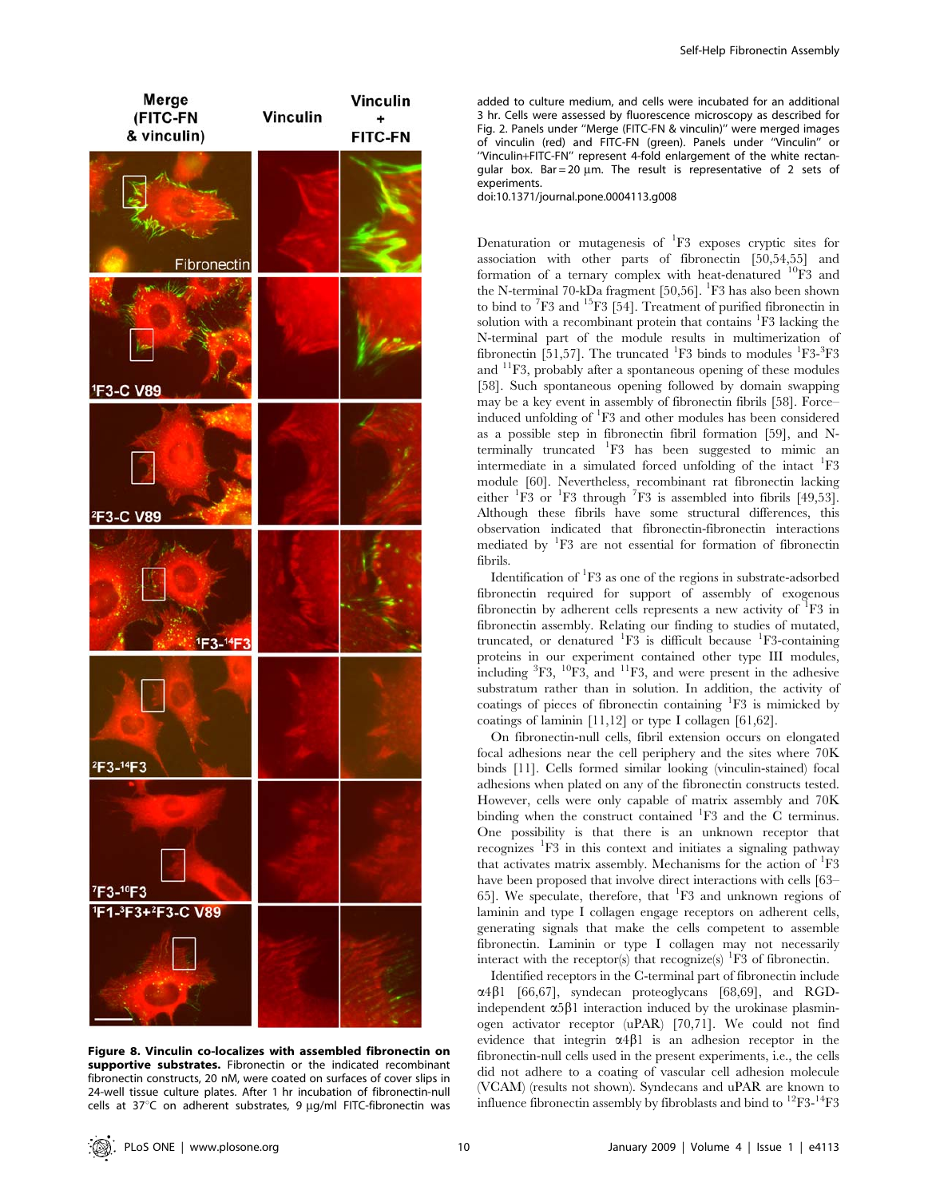**Figure 8. Vinculin co-localizes with assembled fibronectin on supportive substrates.** Fibronectin or the indicated recombinant fibronectin constructs, 20 nM, were coated on surfaces of cover slips in 24-well tissue culture plates. After 1 hr incubation of fibronectin-null cells at 37°C on adherent substrates, 9 µg/ml FITC-fibronectin was added to culture medium, and cells were incubated for an additional 3 hr. Cells were assessed by fluorescence microscopy as described for Fig. 2. Panels under "Merge (FITC-FN & vinculin)" were merged images of vinculin (red) and FITC-FN (green). Panels under "Vinculin" or "Vinculin+FITC-FN" represent 4-fold enlargement of the white rectangular box. Bar = 20 µm. The result is representative of 2 sets of experiments.
doi:10.1371/journal.pone.0004113.g008

Denaturation or mutagenesis of $^{1}$F3 exposes cryptic sites for association with other parts of fibronectin [50,54,55] and formation of a ternary complex with heat-denatured $^{10}$F3 and the N-terminal 70-kDa fragment [50,56]. $^{1}$F3 has also been shown to bind to $^{7}$F3 and $^{15}$F3 [54]. Treatment of purified fibronectin in solution with a recombinant protein that contains $^{1}$F3 lacking the N-terminal part of the module results in multimerization of fibronectin [51,57]. The truncated $^{1}$F3 binds to modules $^{1}$F3-$^{3}$F3 and $^{11}$F3, probably after a spontaneous opening of these modules [58]. Such spontaneous opening followed by domain swapping may be a key event in assembly of fibronectin fibrils [58]. Force–induced unfolding of $^{1}$F3 and other modules has been considered as a possible step in fibronectin fibril formation [59], and N-terminally truncated $^{1}$F3 has been suggested to mimic an intermediate in a simulated forced unfolding of the intact $^{1}$F3 module [60]. Nevertheless, recombinant rat fibronectin lacking either $^{1}$F3 or $^{1}$F3 through $^{7}$F3 is assembled into fibrils [49,53]. Although these fibrils have some structural differences, this observation indicated that fibronectin-fibronectin interactions mediated by $^{1}$F3 are not essential for formation of fibronectin fibrils.

Identification of $^{1}$F3 as one of the regions in substrate-adsorbed fibronectin required for support of assembly of exogenous fibronectin by adherent cells represents a new activity of $^{1}$F3 in fibronectin assembly. Relating our finding to studies of mutated, truncated, or denatured $^{1}$F3 is difficult because $^{1}$F3-containing proteins in our experiment contained other type III modules, including $^{3}$F3, $^{10}$F3, and $^{11}$F3, and were present in the adhesive substratum rather than in solution. In addition, the activity of coatings of pieces of fibronectin containing $^{1}$F3 is mimicked by coatings of laminin [11,12] or type I collagen [61,62].

On fibronectin-null cells, fibril extension occurs on elongated focal adhesions near the cell periphery and the sites where 70K binds [11]. Cells formed similar looking (vinculin-stained) focal adhesions when plated on any of the fibronectin constructs tested. However, cells were only capable of matrix assembly and 70K binding when the construct contained $^{1}$F3 and the C terminus. One possibility is that there is an unknown receptor that recognizes $^{1}$F3 in this context and initiates a signaling pathway that activates matrix assembly. Mechanisms for the action of $^{1}$F3 have been proposed that involve direct interactions with cells [63–65]. We speculate, therefore, that $^{1}$F3 and unknown regions of laminin and type I collagen engage receptors on adherent cells, generating signals that make the cells competent to assemble fibronectin. Laminin or type I collagen may not necessarily interact with the receptor(s) that recognize(s) $^{1}$F3 of fibronectin.

Identified receptors in the C-terminal part of fibronectin include $\alpha 4\beta 1$ [66,67], syndecan proteoglycans [68,69], and RGD-independent $\alpha 5\beta 1$ interaction induced by the urokinase plasminogen activator receptor (uPAR) [70,71]. We could not find evidence that integrin $\alpha 4\beta 1$ is an adhesion receptor in the fibronectin-null cells used in the present experiments, i.e., the cells did not adhere to a coating of vascular cell adhesion molecule (VCAM) (results not shown). Syndecans and uPAR are known to influence fibronectin assembly by fibroblasts and bind to $^{12}$F3-$^{14}$F3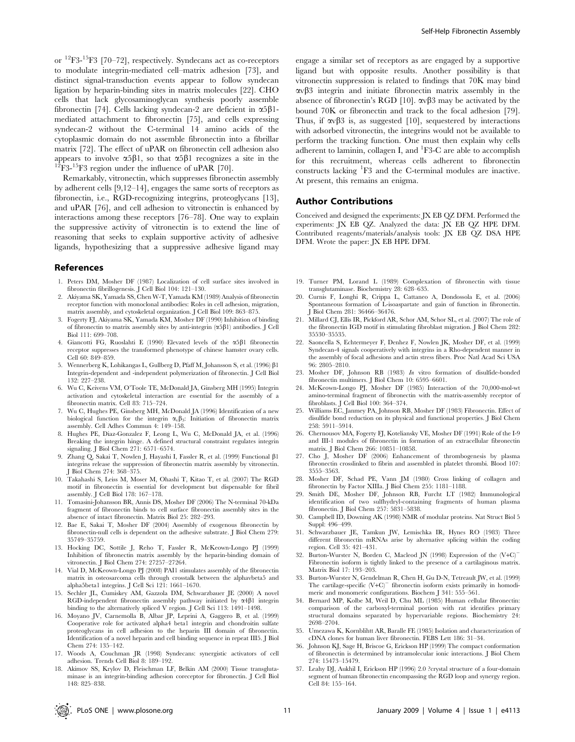or $^{12}$F3-$^{15}$F3 [70–72], respectively. Syndecans act as co-receptors to modulate integrin-mediated cell–matrix adhesion [73], and distinct signal-transduction events appear to follow syndecan ligation by heparin-binding sites in matrix molecules [22]. CHO cells that lack glycosaminoglycan synthesis poorly assemble fibronectin [74]. Cells lacking syndecan-2 are deficient in $\alpha5\beta1$-mediated attachment to fibronectin [75], and cells expressing syndecan-2 without the C-terminal 14 amino acids of the cytoplasmic domain do not assemble fibronectin into a fibrillar matrix [72]. The effect of uPAR on fibronectin cell adhesion also appears to involve $\alpha5\beta1$, so that $\alpha5\beta1$ recognizes a site in the $^{12}$F3-$^{15}$F3 region under the influence of uPAR [70].

Remarkably, vitronectin, which suppresses fibronectin assembly by adherent cells [9,12–14], engages the same sorts of receptors as fibronectin, i.e., RGD-recognizing integrins, proteoglycans [13], and uPAR [76], and cell adhesion to vitronectin is enhanced by interactions among these receptors [76–78]. One way to explain the suppressive activity of vitronectin is to extend the line of reasoning that seeks to explain supportive activity of adhesive ligands, hypothesizing that a suppressive adhesive ligand may engage a similar set of receptors as are engaged by a supportive ligand but with opposite results. Another possibility is that vitronectin suppression is related to findings that 70K may bind $\alpha v\beta3$ integrin and initiate fibronectin matrix assembly in the absence of fibronectin's RGD [10]. $\alpha v\beta3$ may be activated by the bound 70K or fibronectin and track to the focal adhesion [79]. Thus, if $\alpha v\beta3$ is, as suggested [10], sequestered by interactions with adsorbed vitronectin, the integrins would not be available to perform the tracking function. One must then explain why cells adherent to laminin, collagen I, and $^{1}$F3-C are able to accomplish for this recruitment, whereas cells adherent to fibronectin constructs lacking $^{1}$F3 and the C-terminal modules are inactive. At present, this remains an enigma.

## Author Contributions

Conceived and designed the experiments: JX EB QZ DFM. Performed the experiments: JX EB QZ HPE DFM. Analyzed the data: JX EB QZ HPE DFM. Contributed reagents/materials/analysis tools: JX EB QZ DSA HPE DFM. Wrote the paper: JX EB HPE DFM.

## References

1. Peters DM, Mosher DF (1987) Localization of cell surface sites involved in fibronectin fibrillogenesis. J Cell Biol 104: 121–130.
2. Akiyama SK, Yamada SS, Chen W-T, Yamada KM (1989) Analysis of fibronectin receptor function with monoclonal antibodies: Roles in cell adhesion, migration, matrix assembly, and cytoskeletal organization. J Cell Biol 109: 863–875.
3. Fogerty FJ, Akiyama SK, Yamada KM, Mosher DF (1990) Inhibition of binding of fibronectin to matrix assembly sites by anti-integrin ($\alpha5\beta1$) antibodies. J Cell Biol 111: 699–708.
4. Giancotti FG, Ruoslahti E (1990) Elevated levels of the $\alpha5\beta1$ fibronectin receptor suppresses the transformed phenotype of chinese hamster ovary cells. Cell 60: 849–859.
5. Wennerberg K, Lohikangas L, Gullberg D, Pfaff M, Johansson S, et al. (1996) β1 Integrin-dependent and -independent polymerization of fibronectin. J Cell Biol 132: 227–238.
6. Wu C, Keivens VM, O'Toole TE, McDonald JA, Ginsberg MH (1995) Integrin activation and cytoskeletal interaction are essential for the assembly of a fibronectin matrix. Cell 83: 715–724.
7. Wu C, Hughes PE, Ginsberg MH, McDonald JA (1996) Identification of a new biological function for the integrin $\alpha_v\beta_3$: Initiation of fibronectin matrix assembly. Cell Adhes Commun 4: 149–158.
8. Hughes PE, Diaz-Gonzalez F, Leong L, Wu C, McDonald JA, et al. (1996) Breaking the integrin hinge. A defined structural constraint regulates integrin signaling. J Biol Chem 271: 6571–6574.
9. Zhang Q, Sakai T, Nowlen J, Hayashi I, Fassler R, et al. (1999) Functional β1 integrins release the suppression of fibronectin matrix assembly by vitronectin. J Biol Chem 274: 368–375.
10. Takahashi S, Leiss M, Moser M, Ohashi T, Kitao T, et al. (2007) The RGD motif in fibronectin is essential for development but dispensable for fibril assembly. J Cell Biol 178: 167–178.
11. Tomasini-Johansson BR, Annis DS, Mosher DF (2006) The N-terminal 70-kDa fragment of fibronectin binds to cell surface fibronectin assembly sites in the absence of intact fibronectin. Matrix Biol 25: 282–293.
12. Bae E, Sakai T, Mosher DF (2004) Assembly of exogenous fibronectin by fibronectin-null cells is dependent on the adhesive substrate. J Biol Chem 279: 35749–35759.
13. Hocking DC, Sottile J, Reho T, Fassler R, McKeown-Longo PJ (1999) Inhibition of fibronectin matrix assembly by the heparin-binding domain of vitronectin. J Biol Chem 274: 27257–27264.
14. Vial D, McKeown-Longo PJ (2008) PAI1 stimulates assembly of the fibronectin matrix in osteosarcoma cells through crosstalk between the alphavbeta5 and alpha5beta1 integrins. J Cell Sci 121: 1661–1670.
15. Sechler JL, Cumiskey AM, Gazzola DM, Schwarzbauer JE (2000) A novel RGD-independent fibronectin assembly pathway initiated by $\alpha4\beta1$ integrin binding to the alternatively spliced V region. J Cell Sci 113: 1491–1498.
16. Moyano JV, Carnemolla B, Albar JP, Leprini A, Gaggero B, et al. (1999) Cooperative role for activated alpha4 beta1 integrin and chondroitin sulfate proteoglycans in cell adhesion to the heparin III domain of fibronectin. Identification of a novel heparin and cell binding sequence in repeat III5. J Biol Chem 274: 135–142.
17. Woods A, Couchman JR (1998) Syndecans: synergistic activators of cell adhesion. Trends Cell Biol 8: 189–192.
18. Akimov SS, Krylov D, Fleischman LF, Belkin AM (2000) Tissue transglutaminase is an integrin-binding adhesion coreceptor for fibronectin. J Cell Biol 148: 825–838.
19. Turner PM, Lorand L (1989) Complexation of fibronectin with tissue transglutaminase. Biochemistry 28: 628–635.
20. Curnis F, Longhi R, Crippa L, Cattaneo A, Dondossola E, et al. (2006) Spontaneous formation of L-isoaspartate and gain of function in fibronectin. J Biol Chem 281: 36466–36476.
21. Millard CJ, Ellis IR, Pickford AR, Schor AM, Schor SL, et al. (2007) The role of the fibronectin IGD motif in stimulating fibroblast migration. J Biol Chem 282: 35530–35535.
22. Saoncella S, Echtermeyer F, Denhez F, Nowlen JK, Mosher DF, et al. (1999) Syndecan-4 signals cooperatively with integrins in a Rho-dependent manner in the assembly of focal adhesions and actin stress fibers. Proc Natl Acad Sci USA 96: 2805–2810.
23. Mosher DF, Johnson RB (1983) *In* vitro formation of disulfide-bonded fibronectin multimers. J Biol Chem 10: 6595–6601.
24. McKeown-Longo PJ, Mosher DF (1985) Interaction of the 70,000-mol-wt amino-terminal fragment of fibronectin with the matrix-assembly receptor of fibroblasts. J Cell Biol 100: 364–374.
25. Williams EC, Janmey PA, Johnson RB, Mosher DF (1983) Fibronectin. Effect of disulfide bond reduction on its physical and functional properties. J Biol Chem 258: 5911–5914.
26. Chernousov MA, Fogerty FJ, Koteliansky VE, Mosher DF (1991) Role of the I-9 and III-1 modules of fibronectin in formation of an extracellular fibronectin matrix. J Biol Chem 266: 10851–10858.
27. Cho J, Mosher DF (2006) Enhancement of thrombogenesis by plasma fibronectin crosslinked to fibrin and assembled in platelet thrombi. Blood 107: 3555–3563.
28. Mosher DF, Schad PE, Vann JM (1980) Cross linking of collagen and fibronectin by Factor XIIIa. J Biol Chem 255: 1181–1188.
29. Smith DE, Mosher DF, Johnson RB, Furcht LT (1982) Immunological identification of two sulfhydryl-containing fragments of human plasma fibronectin. J Biol Chem 257: 5831–5838.
30. Campbell ID, Downing AK (1998) NMR of modular proteins. Nat Struct Biol 5 Suppl: 496–499.
31. Schwarzbauer JE, Tamkun JW, Lemischka IR, Hynes RO (1983) Three different fibronectin mRNAs arise by alternative splicing within the coding region. Cell 35: 421–431.
32. Burton-Wurster N, Borden C, Macleod JN (1998) Expression of the (V+C)$^{-}$ Fibronectin isoform is tightly linked to the presence of a cartilaginous matrix. Matrix Biol 17: 193–203.
33. Burton-Wurster N, Gendelman R, Chen H, Gu D-N, Tetreault JW, et al. (1999) The cartilage-specific (V+C)$^{-}$ fibronectin isoform exists primarily in homodimeric and monomeric configurations. Biochem J 341: 555–561.
34. Bernard MP, Kolbe M, Weil D, Chu ML (1985) Human cellular fibronectin: comparison of the carboxyl-terminal portion with rat identifies primary structural domains separated by hypervariable regions. Biochemistry 24: 2698–2704.
35. Umezawa K, Kornblihtt AR, Baralle FE (1985) Isolation and characterization of cDNA clones for human liver fibronectin. FEBS Lett 186: 31–34.
36. Johnson KJ, Sage H, Briscoe G, Erickson HP (1999) The compact conformation of fibronectin is determined by intramolecular ionic interactions. J Biol Chem 274: 15473–15479.
37. Leahy DJ, Aukhil I, Erickson HP (1996) 2.0 ?crystal structure of a four-domain segment of human fibronectin encompassing the RGD loop and synergy region. Cell 84: 155–164.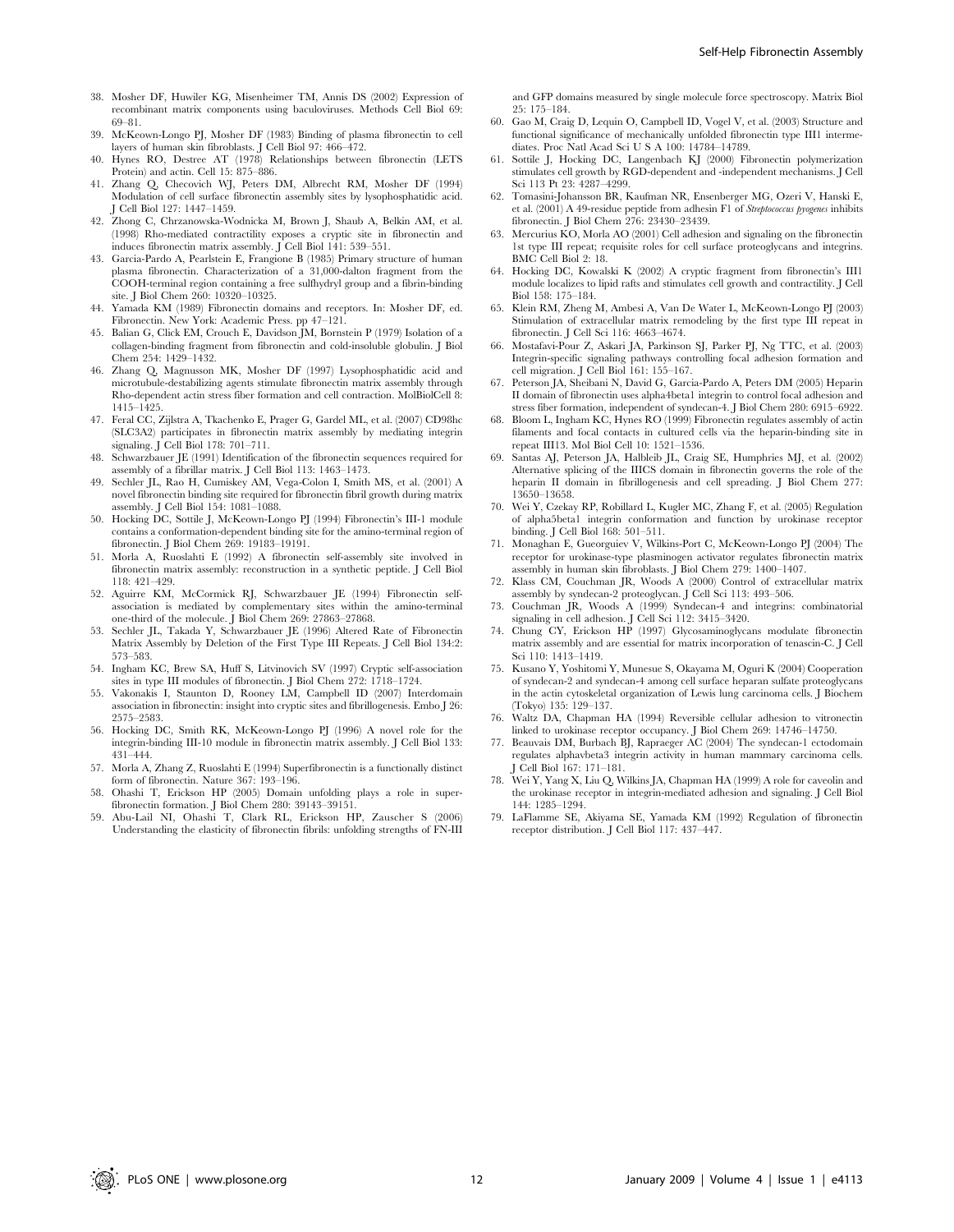38. Mosher DF, Huwiler KG, Misenheimer TM, Annis DS (2002) Expression of recombinant matrix components using baculoviruses. Methods Cell Biol 69: 69–81.
39. McKeown-Longo PJ, Mosher DF (1983) Binding of plasma fibronectin to cell layers of human skin fibroblasts. J Cell Biol 97: 466–472.
40. Hynes RO, Destree AT (1978) Relationships between fibronectin (LETS Protein) and actin. Cell 15: 875–886.
41. Zhang Q, Checovich WJ, Peters DM, Albrecht RM, Mosher DF (1994) Modulation of cell surface fibronectin assembly sites by lysophosphatidic acid. J Cell Biol 127: 1447–1459.
42. Zhong C, Chrzanowska-Wodnicka M, Brown J, Shaub A, Belkin AM, et al. (1998) Rho-mediated contractility exposes a cryptic site in fibronectin and induces fibronectin matrix assembly. J Cell Biol 141: 539–551.
43. Garcia-Pardo A, Pearlstein E, Frangione B (1985) Primary structure of human plasma fibronectin. Characterization of a 31,000-dalton fragment from the COOH-terminal region containing a free sulfhydryl group and a fibrin-binding site. J Biol Chem 260: 10320–10325.
44. Yamada KM (1989) Fibronectin domains and receptors. In: Mosher DF, ed. Fibronectin. New York: Academic Press. pp 47–121.
45. Balian G, Click EM, Crouch E, Davidson JM, Bornstein P (1979) Isolation of a collagen-binding fragment from fibronectin and cold-insoluble globulin. J Biol Chem 254: 1429–1432.
46. Zhang Q, Magnusson MK, Mosher DF (1997) Lysophosphatidic acid and microtubule-destabilizing agents stimulate fibronectin matrix assembly through Rho-dependent actin stress fiber formation and cell contraction. MolBiolCell 8: 1415–1425.
47. Feral CC, Zijlstra A, Tkachenko E, Prager G, Gardel ML, et al. (2007) CD98hc (SLC3A2) participates in fibronectin matrix assembly by mediating integrin signaling. J Cell Biol 178: 701–711.
48. Schwarzbauer JE (1991) Identification of the fibronectin sequences required for assembly of a fibrillar matrix. J Cell Biol 113: 1463–1473.
49. Sechler JL, Rao H, Cumiskey AM, Vega-Colon I, Smith MS, et al. (2001) A novel fibronectin binding site required for fibronectin fibril growth during matrix assembly. J Cell Biol 154: 1081–1088.
50. Hocking DC, Sottile J, McKeown-Longo PJ (1994) Fibronectin's III-1 module contains a conformation-dependent binding site for the amino-terminal region of fibronectin. J Biol Chem 269: 19183–19191.
51. Morla A, Ruoslahti E (1992) A fibronectin self-assembly site involved in fibronectin matrix assembly: reconstruction in a synthetic peptide. J Cell Biol 118: 421–429.
52. Aguirre KM, McCormick RJ, Schwarzbauer JE (1994) Fibronectin self-association is mediated by complementary sites within the amino-terminal one-third of the molecule. J Biol Chem 269: 27863–27868.
53. Sechler JL, Takada Y, Schwarzbauer JE (1996) Altered Rate of Fibronectin Matrix Assembly by Deletion of the First Type III Repeats. J Cell Biol 134:2: 573–583.
54. Ingham KC, Brew SA, Huff S, Litvinovich SV (1997) Cryptic self-association sites in type III modules of fibronectin. J Biol Chem 272: 1718–1724.
55. Vakonakis I, Staunton D, Rooney LM, Campbell ID (2007) Interdomain association in fibronectin: insight into cryptic sites and fibrillogenesis. Embo J 26: 2575–2583.
56. Hocking DC, Smith RK, McKeown-Longo PJ (1996) A novel role for the integrin-binding III-10 module in fibronectin matrix assembly. J Cell Biol 133: 431–444.
57. Morla A, Zhang Z, Ruoslahti E (1994) Superfibronectin is a functionally distinct form of fibronectin. Nature 367: 193–196.
58. Ohashi T, Erickson HP (2005) Domain unfolding plays a role in superfibronectin formation. J Biol Chem 280: 39143–39151.
59. Abu-Lail NI, Ohashi T, Clark RL, Erickson HP, Zauscher S (2006) Understanding the elasticity of fibronectin fibrils: unfolding strengths of FN-III and GFP domains measured by single molecule force spectroscopy. Matrix Biol 25: 175–184.
60. Gao M, Craig D, Lequin O, Campbell ID, Vogel V, et al. (2003) Structure and functional significance of mechanically unfolded fibronectin type III1 intermediates. Proc Natl Acad Sci U S A 100: 14784–14789.
61. Sottile J, Hocking DC, Langenbach KJ (2000) Fibronectin polymerization stimulates cell growth by RGD-dependent and -independent mechanisms. J Cell Sci 113 Pt 23: 4287–4299.
62. Tomasini-Johansson BR, Kaufman NR, Ensenberger MG, Ozeri V, Hanski E, et al. (2001) A 49-residue peptide from adhesin F1 of *Streptococcus pyogenes* inhibits fibronectin. J Biol Chem 276: 23430–23439.
63. Mercurius KO, Morla AO (2001) Cell adhesion and signaling on the fibronectin 1st type III repeat; requisite roles for cell surface proteoglycans and integrins. BMC Cell Biol 2: 18.
64. Hocking DC, Kowalski K (2002) A cryptic fragment from fibronectin's III1 module localizes to lipid rafts and stimulates cell growth and contractility. J Cell Biol 158: 175–184.
65. Klein RM, Zheng M, Ambesi A, Van De Water L, McKeown-Longo PJ (2003) Stimulation of extracellular matrix remodeling by the first type III repeat in fibronectin. J Cell Sci 116: 4663–4674.
66. Mostafavi-Pour Z, Askari JA, Parkinson SJ, Parker PJ, Ng TTC, et al. (2003) Integrin-specific signaling pathways controlling focal adhesion formation and cell migration. J Cell Biol 161: 155–167.
67. Peterson JA, Sheibani N, David G, Garcia-Pardo A, Peters DM (2005) Heparin II domain of fibronectin uses alpha4beta1 integrin to control focal adhesion and stress fiber formation, independent of syndecan-4. J Biol Chem 280: 6915–6922.
68. Bloom L, Ingham KC, Hynes RO (1999) Fibronectin regulates assembly of actin filaments and focal contacts in cultured cells via the heparin-binding site in repeat III13. Mol Biol Cell 10: 1521–1536.
69. Santas AJ, Peterson JA, Halbleib JL, Craig SE, Humphries MJ, et al. (2002) Alternative splicing of the IIICS domain in fibronectin governs the role of the heparin II domain in fibrillogenesis and cell spreading. J Biol Chem 277: 13650–13658.
70. Wei Y, Czekay RP, Robillard L, Kugler MC, Zhang F, et al. (2005) Regulation of alpha5beta1 integrin conformation and function by urokinase receptor binding. J Cell Biol 168: 501–511.
71. Monaghan E, Gueorguiev V, Wilkins-Port C, McKeown-Longo PJ (2004) The receptor for urokinase-type plasminogen activator regulates fibronectin matrix assembly in human skin fibroblasts. J Biol Chem 279: 1400–1407.
72. Klass CM, Couchman JR, Woods A (2000) Control of extracellular matrix assembly by syndecan-2 proteoglycan. J Cell Sci 113: 493–506.
73. Couchman JR, Woods A (1999) Syndecan-4 and integrins: combinatorial signaling in cell adhesion. J Cell Sci 112: 3415–3420.
74. Chung CY, Erickson HP (1997) Glycosaminoglycans modulate fibronectin matrix assembly and are essential for matrix incorporation of tenascin-C. J Cell Sci 110: 1413–1419.
75. Kusano Y, Yoshitomi Y, Munesue S, Okayama M, Oguri K (2004) Cooperation of syndecan-2 and syndecan-4 among cell surface heparan sulfate proteoglycans in the actin cytoskeletal organization of Lewis lung carcinoma cells. J Biochem (Tokyo) 135: 129–137.
76. Waltz DA, Chapman HA (1994) Reversible cellular adhesion to vitronectin linked to urokinase receptor occupancy. J Biol Chem 269: 14746–14750.
77. Beauvais DM, Burbach BJ, Rapraeger AC (2004) The syndecan-1 ectodomain regulates alphavbeta3 integrin activity in human mammary carcinoma cells. J Cell Biol 167: 171–181.
78. Wei Y, Yang X, Liu Q, Wilkins JA, Chapman HA (1999) A role for caveolin and the urokinase receptor in integrin-mediated adhesion and signaling. J Cell Biol 144: 1285–1294.
79. LaFlamme SE, Akiyama SE, Yamada KM (1992) Regulation of fibronectin receptor distribution. J Cell Biol 117: 437–447.